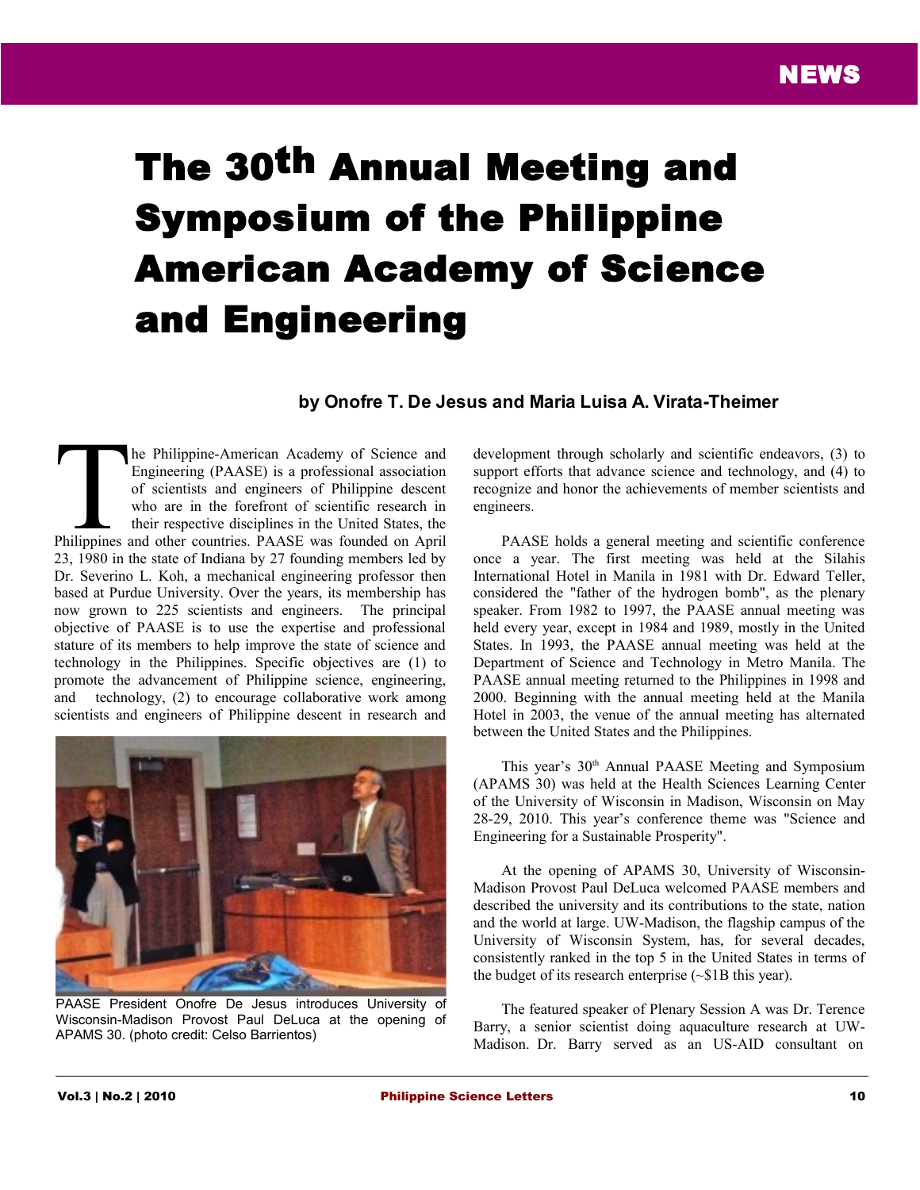NEWS

# The 30th Annual Meeting and Symposium of the Philippine American Academy of Science and Engineering

**by Onofre T. De Jesus and Maria Luisa A. Virata-Theimer**

The Philippine-American Academy of Science and Engineering (PAASE) is a professional association of scientists and engineers of Philippine descent who are in the forefront of scientific research in their respective disciplines in the United States, the Philippines and other countries. PAASE was founded on April 23, 1980 in the state of Indiana by 27 founding members led by Dr. Severino L. Koh, a mechanical engineering professor then based at Purdue University. Over the years, its membership has now grown to 225 scientists and engineers. The principal objective of PAASE is to use the expertise and professional stature of its members to help improve the state of science and technology in the Philippines. Specific objectives are (1) to promote the advancement of Philippine science, engineering, and technology, (2) to encourage collaborative work among scientists and engineers of Philippine descent in research and development through scholarly and scientific endeavors, (3) to support efforts that advance science and technology, and (4) to recognize and honor the achievements of member scientists and engineers.

PAASE President Onofre De Jesus introduces University of Wisconsin-Madison Provost Paul DeLuca at the opening of APAMS 30. (photo credit: Celso Barrientos)

PAASE holds a general meeting and scientific conference once a year. The first meeting was held at the Silahis International Hotel in Manila in 1981 with Dr. Edward Teller, considered the "father of the hydrogen bomb", as the plenary speaker. From 1982 to 1997, the PAASE annual meeting was held every year, except in 1984 and 1989, mostly in the United States. In 1993, the PAASE annual meeting was held at the Department of Science and Technology in Metro Manila. The PAASE annual meeting returned to the Philippines in 1998 and 2000. Beginning with the annual meeting held at the Manila Hotel in 2003, the venue of the annual meeting has alternated between the United States and the Philippines.

This year's 30th Annual PAASE Meeting and Symposium (APAMS 30) was held at the Health Sciences Learning Center of the University of Wisconsin in Madison, Wisconsin on May 28-29, 2010. This year's conference theme was "Science and Engineering for a Sustainable Prosperity".

At the opening of APAMS 30, University of Wisconsin-Madison Provost Paul DeLuca welcomed PAASE members and described the university and its contributions to the state, nation and the world at large. UW-Madison, the flagship campus of the University of Wisconsin System, has, for several decades, consistently ranked in the top 5 in the United States in terms of the budget of its research enterprise (~$1B this year).

The featured speaker of Plenary Session A was Dr. Terence Barry, a senior scientist doing aquaculture research at UW-Madison. Dr. Barry served as an US-AID consultant on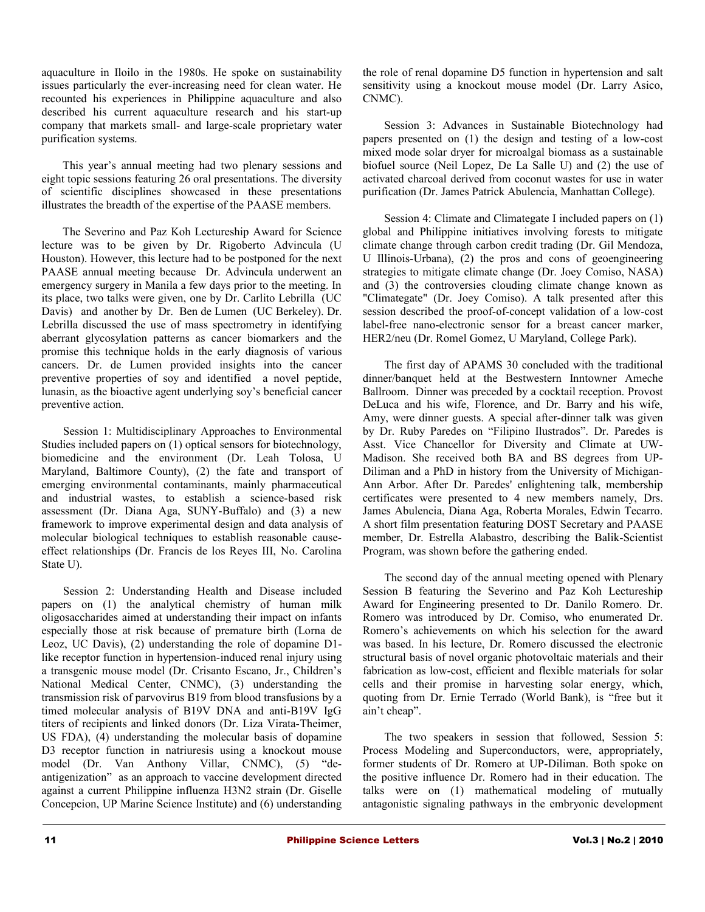aquaculture in Iloilo in the 1980s. He spoke on sustainability issues particularly the ever-increasing need for clean water. He recounted his experiences in Philippine aquaculture and also described his current aquaculture research and his start-up company that markets small- and large-scale proprietary water purification systems.

This year's annual meeting had two plenary sessions and eight topic sessions featuring 26 oral presentations. The diversity of scientific disciplines showcased in these presentations illustrates the breadth of the expertise of the PAASE members.

The Severino and Paz Koh Lectureship Award for Science lecture was to be given by Dr. Rigoberto Advincula (U Houston). However, this lecture had to be postponed for the next PAASE annual meeting because Dr. Advincula underwent an emergency surgery in Manila a few days prior to the meeting. In its place, two talks were given, one by Dr. Carlito Lebrilla (UC Davis) and another by Dr. Ben de Lumen (UC Berkeley). Dr. Lebrilla discussed the use of mass spectrometry in identifying aberrant glycosylation patterns as cancer biomarkers and the promise this technique holds in the early diagnosis of various cancers. Dr. de Lumen provided insights into the cancer preventive properties of soy and identified a novel peptide, lunasin, as the bioactive agent underlying soy's beneficial cancer preventive action.

Session 1: Multidisciplinary Approaches to Environmental Studies included papers on (1) optical sensors for biotechnology, biomedicine and the environment (Dr. Leah Tolosa, U Maryland, Baltimore County), (2) the fate and transport of emerging environmental contaminants, mainly pharmaceutical and industrial wastes, to establish a science-based risk assessment (Dr. Diana Aga, SUNY-Buffalo) and (3) a new framework to improve experimental design and data analysis of molecular biological techniques to establish reasonable cause-effect relationships (Dr. Francis de los Reyes III, No. Carolina State U).

Session 2: Understanding Health and Disease included papers on (1) the analytical chemistry of human milk oligosaccharides aimed at understanding their impact on infants especially those at risk because of premature birth (Lorna de Leoz, UC Davis), (2) understanding the role of dopamine D1-like receptor function in hypertension-induced renal injury using a transgenic mouse model (Dr. Crisanto Escano, Jr., Children's National Medical Center, CNMC), (3) understanding the transmission risk of parvovirus B19 from blood transfusions by a timed molecular analysis of B19V DNA and anti-B19V IgG titers of recipients and linked donors (Dr. Liza Virata-Theimer, US FDA), (4) understanding the molecular basis of dopamine D3 receptor function in natriuresis using a knockout mouse model (Dr. Van Anthony Villar, CNMC), (5) "de-antigenization" as an approach to vaccine development directed against a current Philippine influenza H3N2 strain (Dr. Giselle Concepcion, UP Marine Science Institute) and (6) understanding the role of renal dopamine D5 function in hypertension and salt sensitivity using a knockout mouse model (Dr. Larry Asico, CNMC).

Session 3: Advances in Sustainable Biotechnology had papers presented on (1) the design and testing of a low-cost mixed mode solar dryer for microalgal biomass as a sustainable biofuel source (Neil Lopez, De La Salle U) and (2) the use of activated charcoal derived from coconut wastes for use in water purification (Dr. James Patrick Abulencia, Manhattan College).

Session 4: Climate and Climategate I included papers on (1) global and Philippine initiatives involving forests to mitigate climate change through carbon credit trading (Dr. Gil Mendoza, U Illinois-Urbana), (2) the pros and cons of geoengineering strategies to mitigate climate change (Dr. Joey Comiso, NASA) and (3) the controversies clouding climate change known as "Climategate" (Dr. Joey Comiso). A talk presented after this session described the proof-of-concept validation of a low-cost label-free nano-electronic sensor for a breast cancer marker, HER2/neu (Dr. Romel Gomez, U Maryland, College Park).

The first day of APAMS 30 concluded with the traditional dinner/banquet held at the Bestwestern Inntowner Ameche Ballroom. Dinner was preceded by a cocktail reception. Provost DeLuca and his wife, Florence, and Dr. Barry and his wife, Amy, were dinner guests. A special after-dinner talk was given by Dr. Ruby Paredes on "Filipino Ilustrados". Dr. Paredes is Asst. Vice Chancellor for Diversity and Climate at UW-Madison. She received both BA and BS degrees from UP-Diliman and a PhD in history from the University of Michigan-Ann Arbor. After Dr. Paredes' enlightening talk, membership certificates were presented to 4 new members namely, Drs. James Abulencia, Diana Aga, Roberta Morales, Edwin Tecarro. A short film presentation featuring DOST Secretary and PAASE member, Dr. Estrella Alabastro, describing the Balik-Scientist Program, was shown before the gathering ended.

The second day of the annual meeting opened with Plenary Session B featuring the Severino and Paz Koh Lectureship Award for Engineering presented to Dr. Danilo Romero. Dr. Romero was introduced by Dr. Comiso, who enumerated Dr. Romero's achievements on which his selection for the award was based. In his lecture, Dr. Romero discussed the electronic structural basis of novel organic photovoltaic materials and their fabrication as low-cost, efficient and flexible materials for solar cells and their promise in harvesting solar energy, which, quoting from Dr. Ernie Terrado (World Bank), is "free but it ain't cheap".

The two speakers in session that followed, Session 5: Process Modeling and Superconductors, were, appropriately, former students of Dr. Romero at UP-Diliman. Both spoke on the positive influence Dr. Romero had in their education. The talks were on (1) mathematical modeling of mutually antagonistic signaling pathways in the embryonic development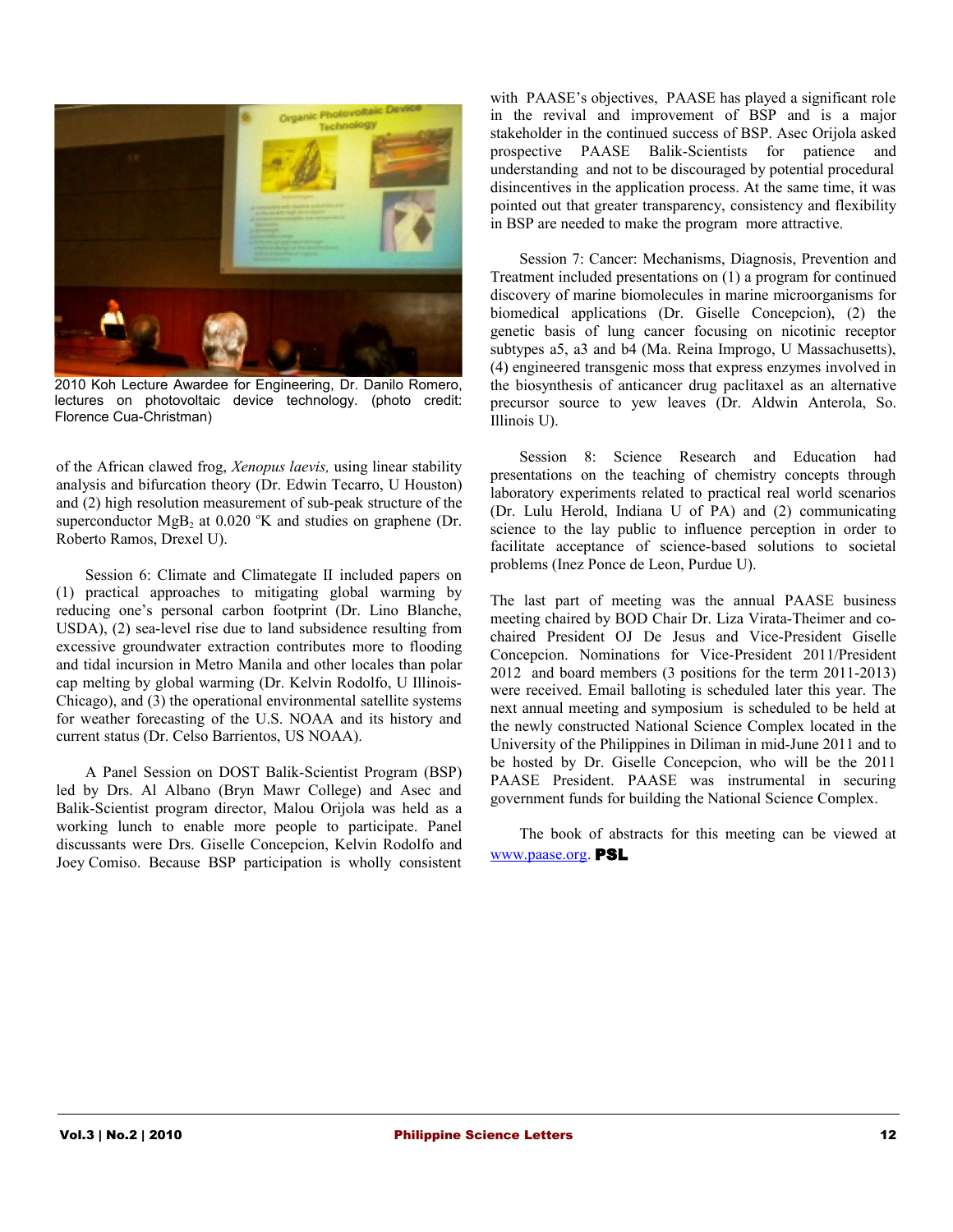2010 Koh Lecture Awardee for Engineering, Dr. Danilo Romero, lectures on photovoltaic device technology. (photo credit: Florence Cua-Christman)

of the African clawed frog, *Xenopus laevis,* using linear stability analysis and bifurcation theory (Dr. Edwin Tecarro, U Houston) and (2) high resolution measurement of sub-peak structure of the superconductor $MgB_2$ at 0.020 ºK and studies on graphene (Dr. Roberto Ramos, Drexel U).

Session 6: Climate and Climategate II included papers on (1) practical approaches to mitigating global warming by reducing one's personal carbon footprint (Dr. Lino Blanche, USDA), (2) sea-level rise due to land subsidence resulting from excessive groundwater extraction contributes more to flooding and tidal incursion in Metro Manila and other locales than polar cap melting by global warming (Dr. Kelvin Rodolfo, U Illinois-Chicago), and (3) the operational environmental satellite systems for weather forecasting of the U.S. NOAA and its history and current status (Dr. Celso Barrientos, US NOAA).

A Panel Session on DOST Balik-Scientist Program (BSP) led by Drs. Al Albano (Bryn Mawr College) and Asec and Balik-Scientist program director, Malou Orijola was held as a working lunch to enable more people to participate. Panel discussants were Drs. Giselle Concepcion, Kelvin Rodolfo and Joey Comiso. Because BSP participation is wholly consistent with PAASE's objectives, PAASE has played a significant role in the revival and improvement of BSP and is a major stakeholder in the continued success of BSP. Asec Orijola asked prospective PAASE Balik-Scientists for patience and understanding and not to be discouraged by potential procedural disincentives in the application process. At the same time, it was pointed out that greater transparency, consistency and flexibility in BSP are needed to make the program more attractive.

Session 7: Cancer: Mechanisms, Diagnosis, Prevention and Treatment included presentations on (1) a program for continued discovery of marine biomolecules in marine microorganisms for biomedical applications (Dr. Giselle Concepcion), (2) the genetic basis of lung cancer focusing on nicotinic receptor subtypes a5, a3 and b4 (Ma. Reina Improgo, U Massachusetts), (4) engineered transgenic moss that express enzymes involved in the biosynthesis of anticancer drug paclitaxel as an alternative precursor source to yew leaves (Dr. Aldwin Anterola, So. Illinois U).

Session 8: Science Research and Education had presentations on the teaching of chemistry concepts through laboratory experiments related to practical real world scenarios (Dr. Lulu Herold, Indiana U of PA) and (2) communicating science to the lay public to influence perception in order to facilitate acceptance of science-based solutions to societal problems (Inez Ponce de Leon, Purdue U).

The last part of meeting was the annual PAASE business meeting chaired by BOD Chair Dr. Liza Virata-Theimer and co-chaired President OJ De Jesus and Vice-President Giselle Concepcion. Nominations for Vice-President 2011/President 2012 and board members (3 positions for the term 2011-2013) were received. Email balloting is scheduled later this year. The next annual meeting and symposium is scheduled to be held at the newly constructed National Science Complex located in the University of the Philippines in Diliman in mid-June 2011 and to be hosted by Dr. Giselle Concepcion, who will be the 2011 PAASE President. PAASE was instrumental in securing government funds for building the National Science Complex.

The book of abstracts for this meeting can be viewed at www.paase.org. **PSL**